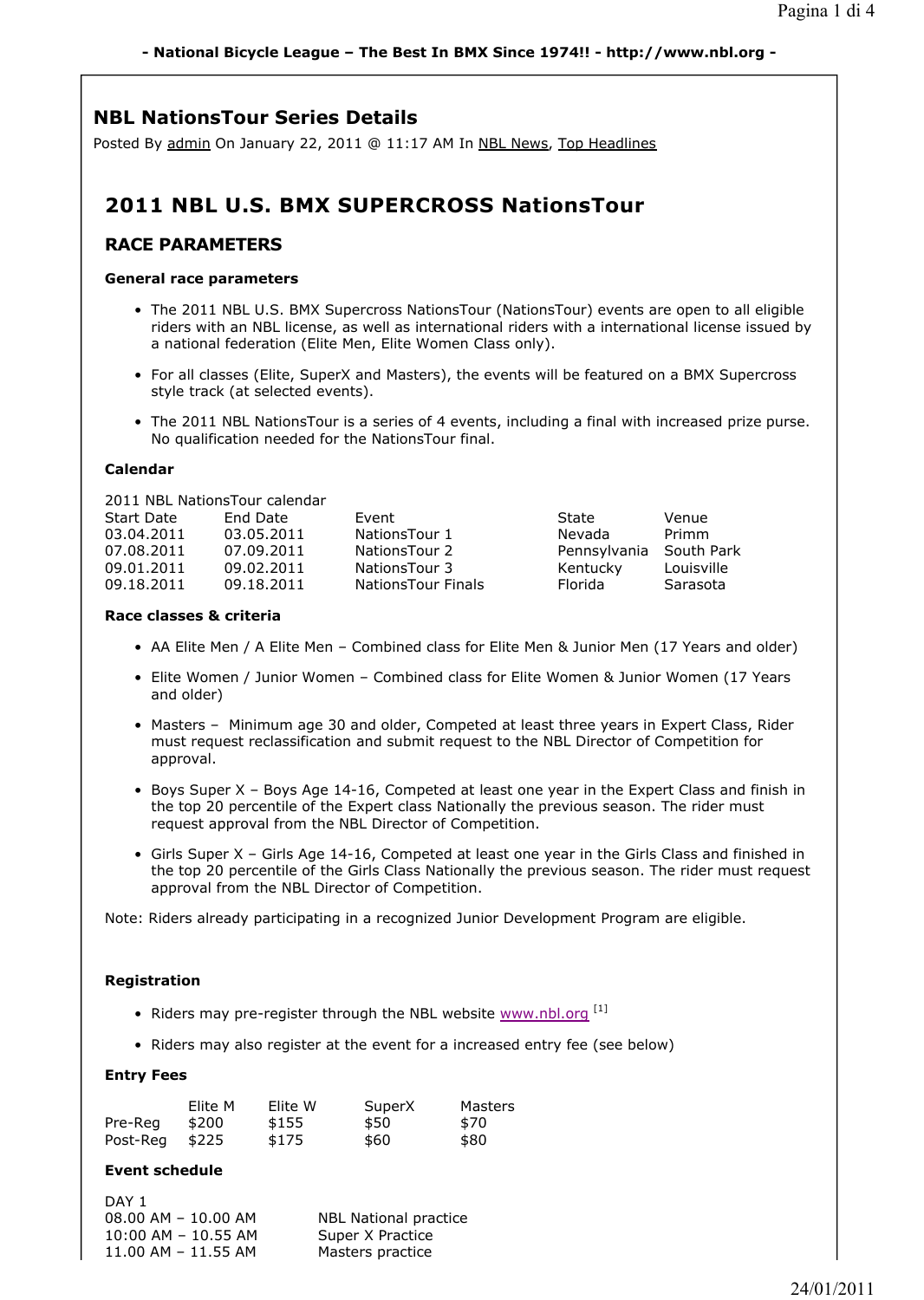## NBL NationsTour Series Details

Posted By admin On January 22, 2011 @ 11:17 AM In NBL News, Top Headlines

# 2011 NBL U.S. BMX SUPERCROSS NationsTour

## RACE PARAMETERS

### General race parameters

- The 2011 NBL U.S. BMX Supercross NationsTour (NationsTour) events are open to all eligible riders with an NBL license, as well as international riders with a international license issued by a national federation (Elite Men, Elite Women Class only).
- For all classes (Elite, SuperX and Masters), the events will be featured on a BMX Supercross style track (at selected events).
- The 2011 NBL NationsTour is a series of 4 events, including a final with increased prize purse. No qualification needed for the NationsTour final.

### Calendar

2011 NBL NationsTour calendar

| Start Date | End Date | Event | State | Venue |
|---|---|---|---|---|
| 03.04.2011 | 03.05.2011 | NationsTour 1 | Nevada | Primm |
| 07.08.2011 | 07.09.2011 | NationsTour 2 | Pennsylvania | South Park |
| 09.01.2011 | 09.02.2011 | NationsTour 3 | Kentucky | Louisville |
| 09.18.2011 | 09.18.2011 | NationsTour Finals | Florida | Sarasota |

### Race classes & criteria

- AA Elite Men / A Elite Men – Combined class for Elite Men & Junior Men (17 Years and older)
- Elite Women / Junior Women – Combined class for Elite Women & Junior Women (17 Years and older)
- Masters – Minimum age 30 and older, Competed at least three years in Expert Class, Rider must request reclassification and submit request to the NBL Director of Competition for approval.
- Boys Super X – Boys Age 14-16, Competed at least one year in the Expert Class and finish in the top 20 percentile of the Expert class Nationally the previous season. The rider must request approval from the NBL Director of Competition.
- Girls Super X – Girls Age 14-16, Competed at least one year in the Girls Class and finished in the top 20 percentile of the Girls Class Nationally the previous season. The rider must request approval from the NBL Director of Competition.

Note: Riders already participating in a recognized Junior Development Program are eligible.

### Registration

- Riders may pre-register through the NBL website www.nbl.org [1]
- Riders may also register at the event for a increased entry fee (see below)

### Entry Fees

| | Elite M | Elite W | SuperX | Masters |
|---|---|---|---|---|
| Pre-Reg | $200 | $155 | $50 | $70 |
| Post-Reg | $225 | $175 | $60 | $80 |

### Event schedule

DAY 1

| Time | Activity |
|---|---|
| 08.00 AM – 10.00 AM | NBL National practice |
| 10:00 AM – 10.55 AM | Super X Practice |
| 11.00 AM – 11.55 AM | Masters practice |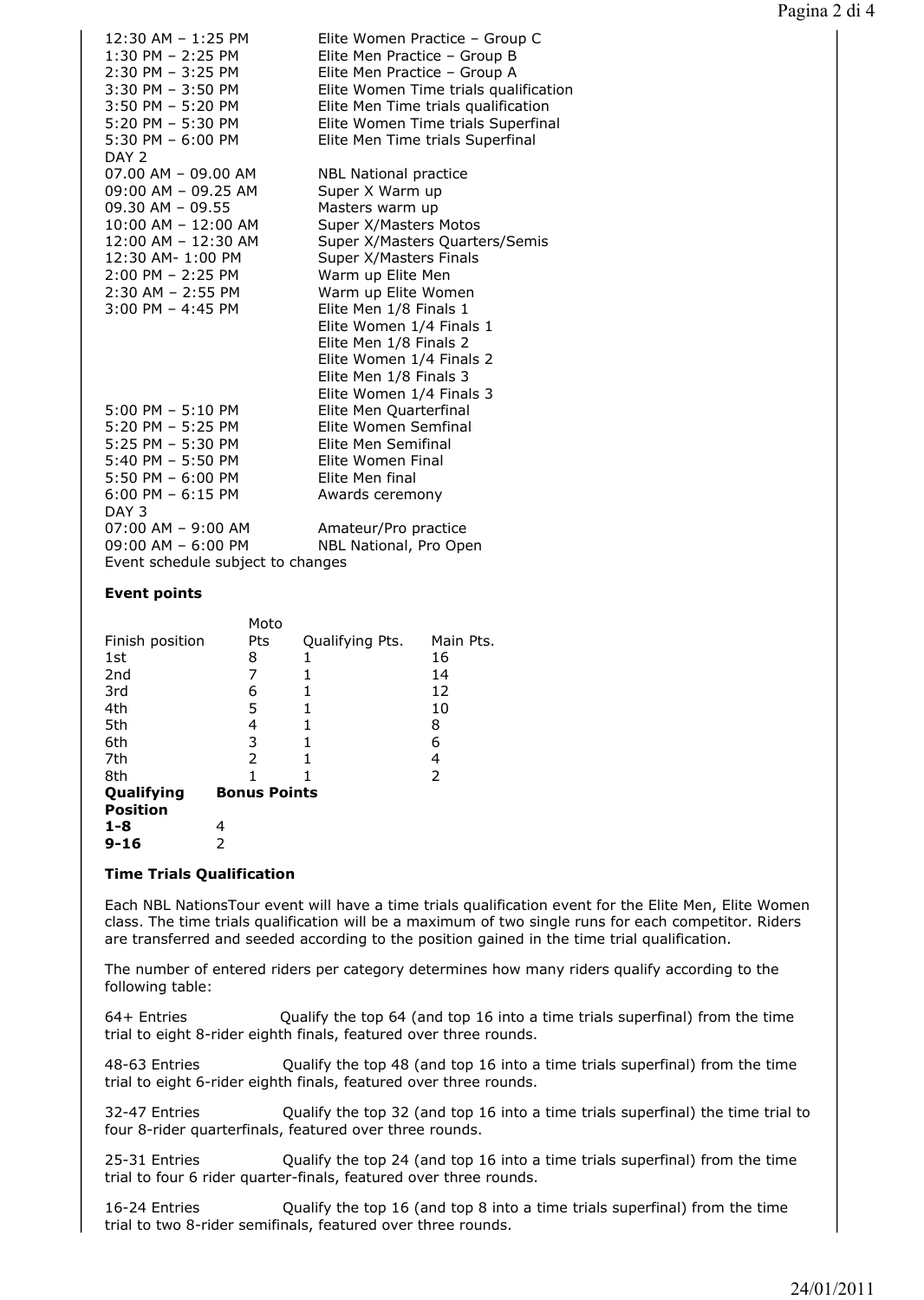| | |
|---|---|
| 12:30 AM – 1:25 PM | Elite Women Practice – Group C |
| 1:30 PM – 2:25 PM | Elite Men Practice – Group B |
| 2:30 PM – 3:25 PM | Elite Men Practice – Group A |
| 3:30 PM – 3:50 PM | Elite Women Time trials qualification |
| 3:50 PM – 5:20 PM | Elite Men Time trials qualification |
| 5:20 PM – 5:30 PM | Elite Women Time trials Superfinal |
| 5:30 PM – 6:00 PM | Elite Men Time trials Superfinal |
| DAY 2 | |
| 07.00 AM – 09.00 AM | NBL National practice |
| 09:00 AM – 09.25 AM | Super X Warm up |
| 09.30 AM – 09.55 | Masters warm up |
| 10:00 AM – 12:00 AM | Super X/Masters Motos |
| 12:00 AM – 12:30 AM | Super X/Masters Quarters/Semis |
| 12:30 AM- 1:00 PM | Super X/Masters Finals |
| 2:00 PM – 2:25 PM | Warm up Elite Men |
| 2:30 AM – 2:55 PM | Warm up Elite Women |
| 3:00 PM – 4:45 PM | Elite Men 1/8 Finals 1 |
| | Elite Women 1/4 Finals 1 |
| | Elite Men 1/8 Finals 2 |
| | Elite Women 1/4 Finals 2 |
| | Elite Men 1/8 Finals 3 |
| | Elite Women 1/4 Finals 3 |
| 5:00 PM – 5:10 PM | Elite Men Quarterfinal |
| 5:20 PM – 5:25 PM | Elite Women Semfinal |
| 5:25 PM – 5:30 PM | Elite Men Semifinal |
| 5:40 PM – 5:50 PM | Elite Women Final |
| 5:50 PM – 6:00 PM | Elite Men final |
| 6:00 PM – 6:15 PM | Awards ceremony |
| DAY 3 | |
| 07:00 AM – 9:00 AM | Amateur/Pro practice |
| 09:00 AM – 6:00 PM | NBL National, Pro Open |

Event schedule subject to changes

**Event points**

| Finish position | Moto Pts | Qualifying Pts. | Main Pts. |
|---|---|---|---|
| 1st | 8 | 1 | 16 |
| 2nd | 7 | 1 | 14 |
| 3rd | 6 | 1 | 12 |
| 4th | 5 | 1 | 10 |
| 5th | 4 | 1 | 8 |
| 6th | 3 | 1 | 6 |
| 7th | 2 | 1 | 4 |
| 8th | 1 | 1 | 2 |

| **Qualifying Position** | **Bonus Points** |
|---|---|
| **1-8** | 4 |
| **9-16** | 2 |

**Time Trials Qualification**

Each NBL NationsTour event will have a time trials qualification event for the Elite Men, Elite Women class. The time trials qualification will be a maximum of two single runs for each competitor. Riders are transferred and seeded according to the position gained in the time trial qualification.

The number of entered riders per category determines how many riders qualify according to the following table:

64+ Entries Qualify the top 64 (and top 16 into a time trials superfinal) from the time trial to eight 8-rider eighth finals, featured over three rounds.

48-63 Entries Qualify the top 48 (and top 16 into a time trials superfinal) from the time trial to eight 6-rider eighth finals, featured over three rounds.

32-47 Entries Qualify the top 32 (and top 16 into a time trials superfinal) the time trial to four 8-rider quarterfinals, featured over three rounds.

25-31 Entries Qualify the top 24 (and top 16 into a time trials superfinal) from the time trial to four 6 rider quarter-finals, featured over three rounds.

16-24 Entries Qualify the top 16 (and top 8 into a time trials superfinal) from the time trial to two 8-rider semifinals, featured over three rounds.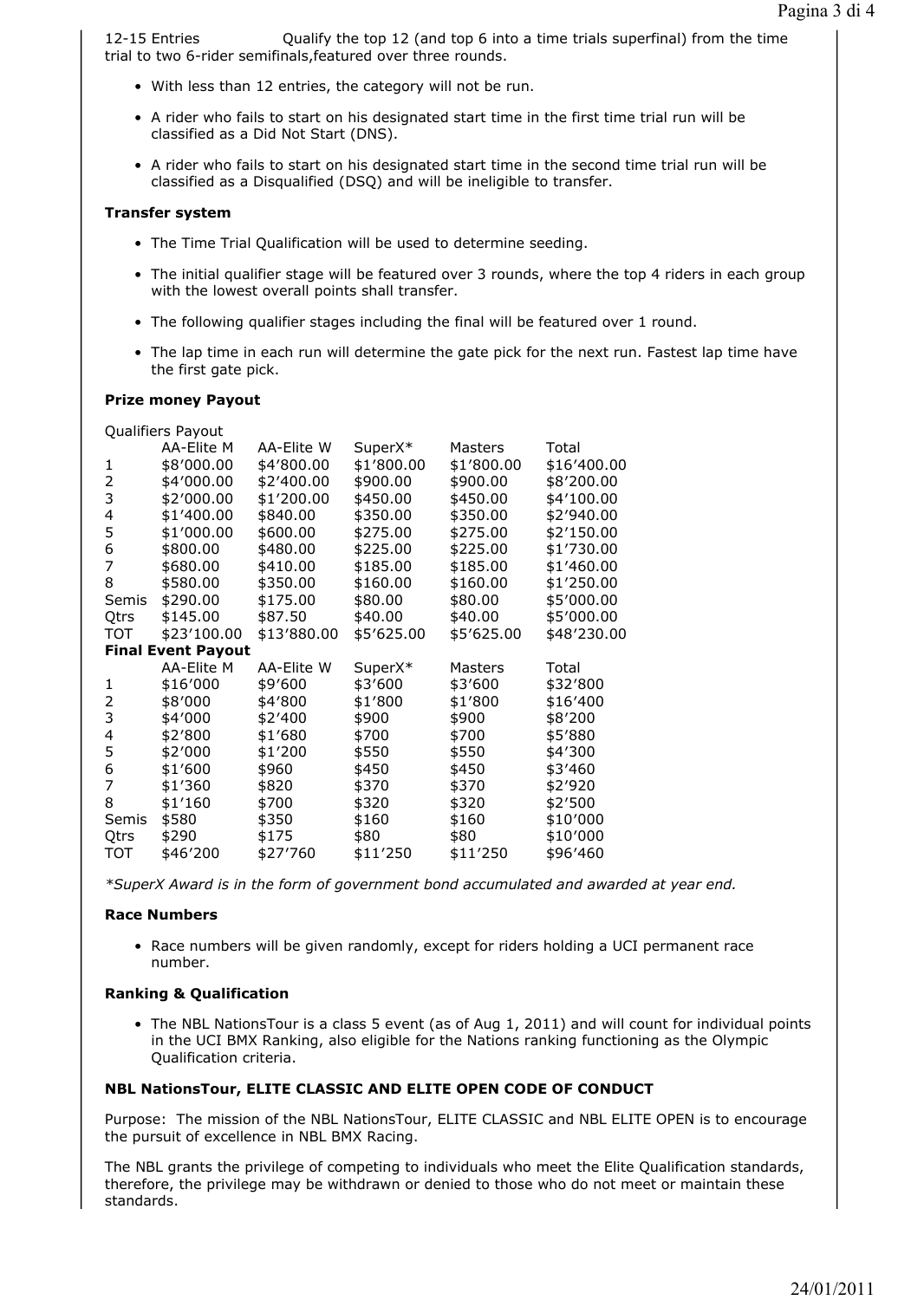12-15 Entries Qualify the top 12 (and top 6 into a time trials superfinal) from the time trial to two 6-rider semifinals,featured over three rounds.

- With less than 12 entries, the category will not be run.
- A rider who fails to start on his designated start time in the first time trial run will be classified as a Did Not Start (DNS).
- A rider who fails to start on his designated start time in the second time trial run will be classified as a Disqualified (DSQ) and will be ineligible to transfer.

**Transfer system**

- The Time Trial Qualification will be used to determine seeding.
- The initial qualifier stage will be featured over 3 rounds, where the top 4 riders in each group with the lowest overall points shall transfer.
- The following qualifier stages including the final will be featured over 1 round.
- The lap time in each run will determine the gate pick for the next run. Fastest lap time have the first gate pick.

**Prize money Payout**

Qualifiers Payout

| | AA-Elite M | AA-Elite W | SuperX* | Masters | Total |
|---|---|---|---|---|---|
| 1 | $8'000.00 | $4'800.00 | $1'800.00 | $1'800.00 | $16'400.00 |
| 2 | $4'000.00 | $2'400.00 | $900.00 | $900.00 | $8'200.00 |
| 3 | $2'000.00 | $1'200.00 | $450.00 | $450.00 | $4'100.00 |
| 4 | $1'400.00 | $840.00 | $350.00 | $350.00 | $2'940.00 |
| 5 | $1'000.00 | $600.00 | $275.00 | $275.00 | $2'150.00 |
| 6 | $800.00 | $480.00 | $225.00 | $225.00 | $1'730.00 |
| 7 | $680.00 | $410.00 | $185.00 | $185.00 | $1'460.00 |
| 8 | $580.00 | $350.00 | $160.00 | $160.00 | $1'250.00 |
| Semis | $290.00 | $175.00 | $80.00 | $80.00 | $5'000.00 |
| Qtrs | $145.00 | $87.50 | $40.00 | $40.00 | $5'000.00 |
| TOT | $23'100.00 | $13'880.00 | $5'625.00 | $5'625.00 | $48'230.00 |

**Final Event Payout**

| | AA-Elite M | AA-Elite W | SuperX* | Masters | Total |
|---|---|---|---|---|---|
| 1 | $16'000 | $9'600 | $3'600 | $3'600 | $32'800 |
| 2 | $8'000 | $4'800 | $1'800 | $1'800 | $16'400 |
| 3 | $4'000 | $2'400 | $900 | $900 | $8'200 |
| 4 | $2'800 | $1'680 | $700 | $700 | $5'880 |
| 5 | $2'000 | $1'200 | $550 | $550 | $4'300 |
| 6 | $1'600 | $960 | $450 | $450 | $3'460 |
| 7 | $1'360 | $820 | $370 | $370 | $2'920 |
| 8 | $1'160 | $700 | $320 | $320 | $2'500 |
| Semis | $580 | $350 | $160 | $160 | $10'000 |
| Qtrs | $290 | $175 | $80 | $80 | $10'000 |
| TOT | $46'200 | $27'760 | $11'250 | $11'250 | $96'460 |

*\*SuperX Award is in the form of government bond accumulated and awarded at year end.*

**Race Numbers**

- Race numbers will be given randomly, except for riders holding a UCI permanent race number.

**Ranking & Qualification**

- The NBL NationsTour is a class 5 event (as of Aug 1, 2011) and will count for individual points in the UCI BMX Ranking, also eligible for the Nations ranking functioning as the Olympic Qualification criteria.

**NBL NationsTour, ELITE CLASSIC AND ELITE OPEN CODE OF CONDUCT**

Purpose: The mission of the NBL NationsTour, ELITE CLASSIC and NBL ELITE OPEN is to encourage the pursuit of excellence in NBL BMX Racing.

The NBL grants the privilege of competing to individuals who meet the Elite Qualification standards, therefore, the privilege may be withdrawn or denied to those who do not meet or maintain these standards.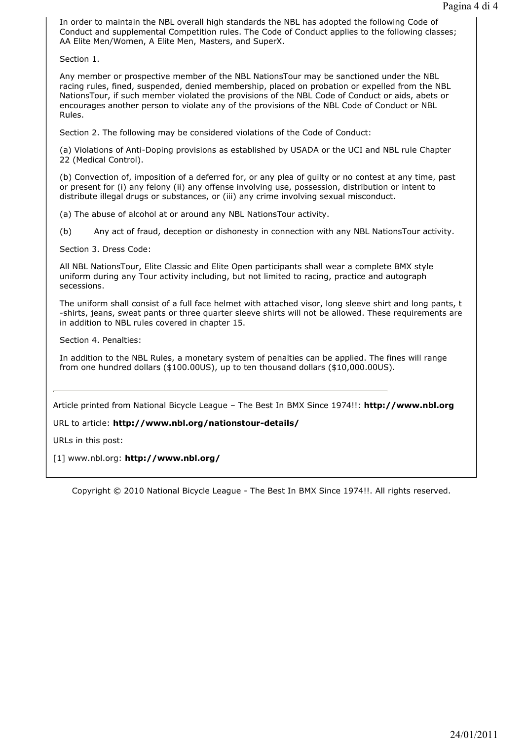In order to maintain the NBL overall high standards the NBL has adopted the following Code of Conduct and supplemental Competition rules. The Code of Conduct applies to the following classes; AA Elite Men/Women, A Elite Men, Masters, and SuperX.

Section 1.

Any member or prospective member of the NBL NationsTour may be sanctioned under the NBL racing rules, fined, suspended, denied membership, placed on probation or expelled from the NBL NationsTour, if such member violated the provisions of the NBL Code of Conduct or aids, abets or encourages another person to violate any of the provisions of the NBL Code of Conduct or NBL Rules.

Section 2. The following may be considered violations of the Code of Conduct:

(a) Violations of Anti-Doping provisions as established by USADA or the UCI and NBL rule Chapter 22 (Medical Control).

(b) Convection of, imposition of a deferred for, or any plea of guilty or no contest at any time, past or present for (i) any felony (ii) any offense involving use, possession, distribution or intent to distribute illegal drugs or substances, or (iii) any crime involving sexual misconduct.

(a) The abuse of alcohol at or around any NBL NationsTour activity.

(b) Any act of fraud, deception or dishonesty in connection with any NBL NationsTour activity.

Section 3. Dress Code:

All NBL NationsTour, Elite Classic and Elite Open participants shall wear a complete BMX style uniform during any Tour activity including, but not limited to racing, practice and autograph secessions.

The uniform shall consist of a full face helmet with attached visor, long sleeve shirt and long pants, t -shirts, jeans, sweat pants or three quarter sleeve shirts will not be allowed. These requirements are in addition to NBL rules covered in chapter 15.

Section 4. Penalties:

In addition to the NBL Rules, a monetary system of penalties can be applied. The fines will range from one hundred dollars ($100.00US), up to ten thousand dollars ($10,000.00US).

---

Article printed from National Bicycle League – The Best In BMX Since 1974!!: **http://www.nbl.org**

URL to article: **http://www.nbl.org/nationstour-details/**

URLs in this post:

[1] www.nbl.org: **http://www.nbl.org/**

Copyright © 2010 National Bicycle League - The Best In BMX Since 1974!!. All rights reserved.